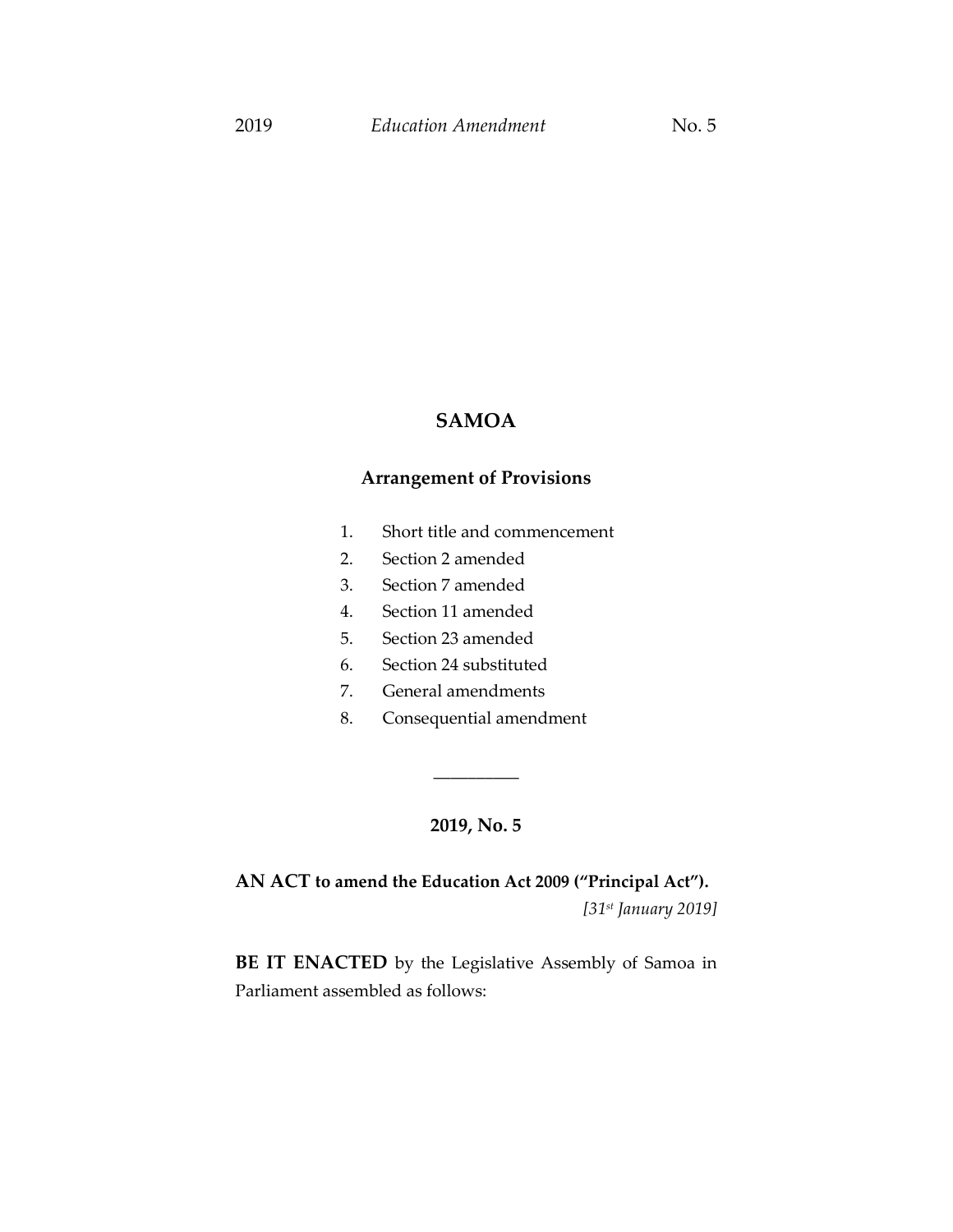# SAMOA

## Arrangement of Provisions

1. Short title and commencement
2. Section 2 amended
3. Section 7 amended
4. Section 11 amended
5. Section 23 amended
6. Section 24 substituted
7. General amendments
8. Consequential amendment

---

**2019, No. 5**

**AN ACT to amend the Education Act 2009 ("Principal Act").**

*[31st January 2019]*

**BE IT ENACTED** by the Legislative Assembly of Samoa in Parliament assembled as follows: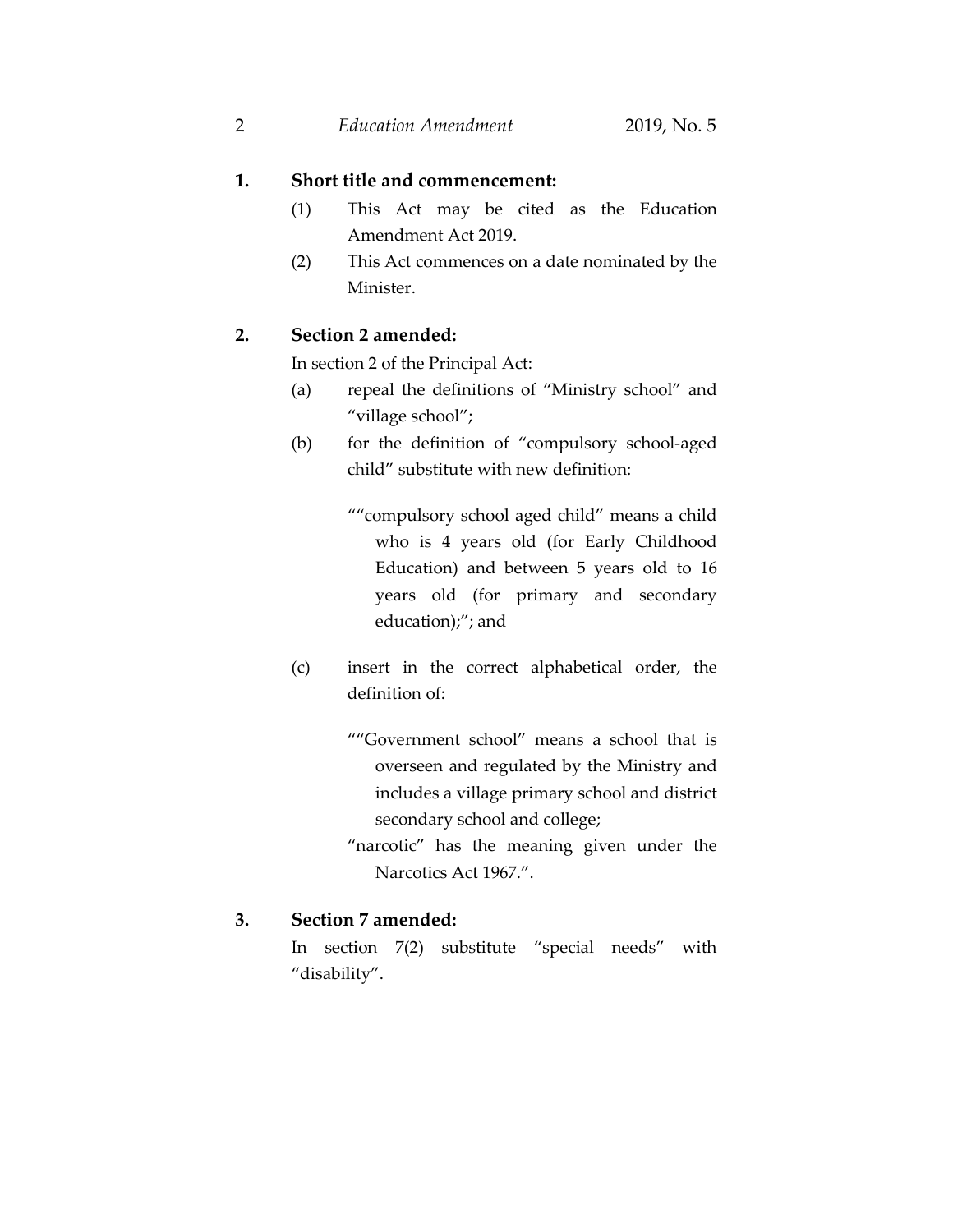## 1. Short title and commencement:

(1) This Act may be cited as the Education Amendment Act 2019.

(2) This Act commences on a date nominated by the Minister.

## 2. Section 2 amended:

In section 2 of the Principal Act:

(a) repeal the definitions of "Ministry school" and "village school";

(b) for the definition of "compulsory school-aged child" substitute with new definition:

> ""compulsory school aged child" means a child who is 4 years old (for Early Childhood Education) and between 5 years old to 16 years old (for primary and secondary education);"; and

(c) insert in the correct alphabetical order, the definition of:

> ""Government school" means a school that is overseen and regulated by the Ministry and includes a village primary school and district secondary school and college;
>
> "narcotic" has the meaning given under the Narcotics Act 1967.".

## 3. Section 7 amended:

In section 7(2) substitute "special needs" with "disability".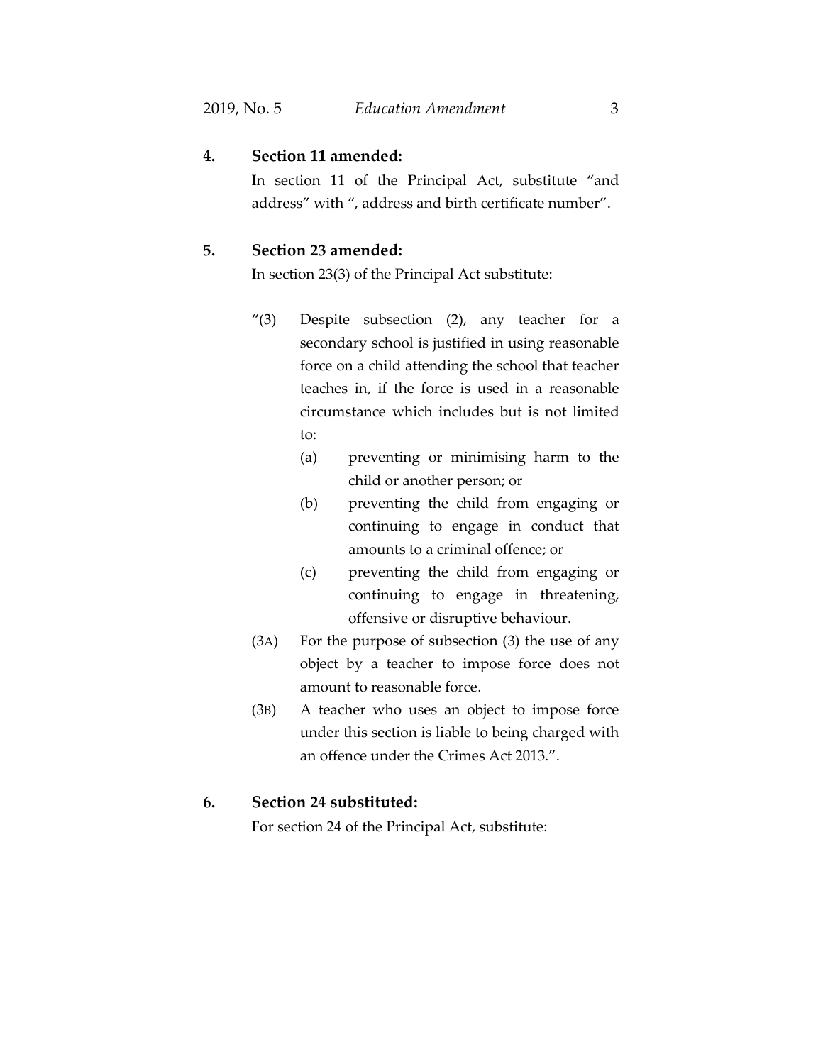**4. Section 11 amended:**

In section 11 of the Principal Act, substitute "and address" with ", address and birth certificate number".

**5. Section 23 amended:**

In section 23(3) of the Principal Act substitute:

"(3) Despite subsection (2), any teacher for a secondary school is justified in using reasonable force on a child attending the school that teacher teaches in, if the force is used in a reasonable circumstance which includes but is not limited to:

(a) preventing or minimising harm to the child or another person; or

(b) preventing the child from engaging or continuing to engage in conduct that amounts to a criminal offence; or

(c) preventing the child from engaging or continuing to engage in threatening, offensive or disruptive behaviour.

(3A) For the purpose of subsection (3) the use of any object by a teacher to impose force does not amount to reasonable force.

(3B) A teacher who uses an object to impose force under this section is liable to being charged with an offence under the Crimes Act 2013.".

**6. Section 24 substituted:**

For section 24 of the Principal Act, substitute: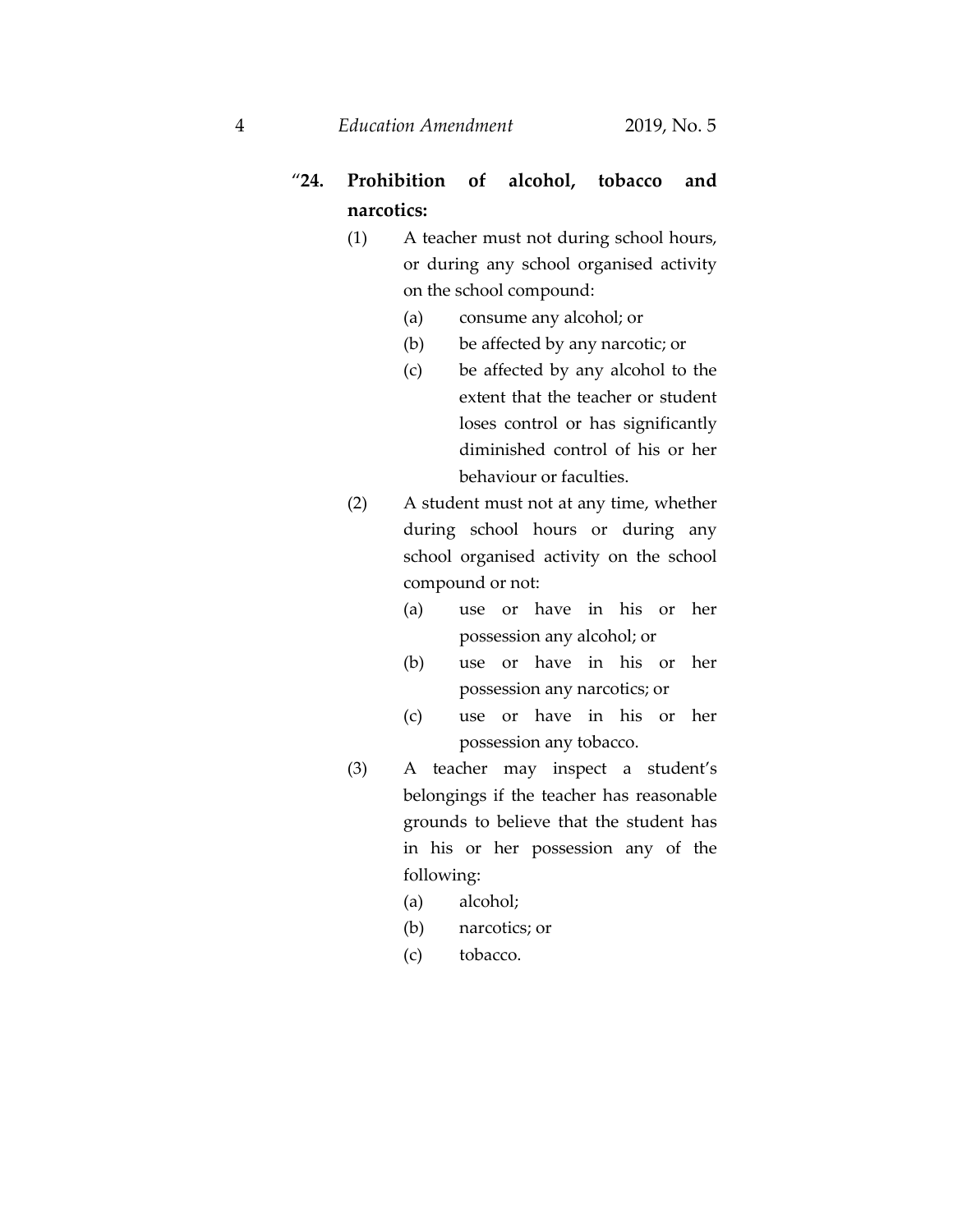"**24. Prohibition of alcohol, tobacco and narcotics:**

(1) A teacher must not during school hours, or during any school organised activity on the school compound:

(a) consume any alcohol; or

(b) be affected by any narcotic; or

(c) be affected by any alcohol to the extent that the teacher or student loses control or has significantly diminished control of his or her behaviour or faculties.

(2) A student must not at any time, whether during school hours or during any school organised activity on the school compound or not:

(a) use or have in his or her possession any alcohol; or

(b) use or have in his or her possession any narcotics; or

(c) use or have in his or her possession any tobacco.

(3) A teacher may inspect a student's belongings if the teacher has reasonable grounds to believe that the student has in his or her possession any of the following:

(a) alcohol;

(b) narcotics; or

(c) tobacco.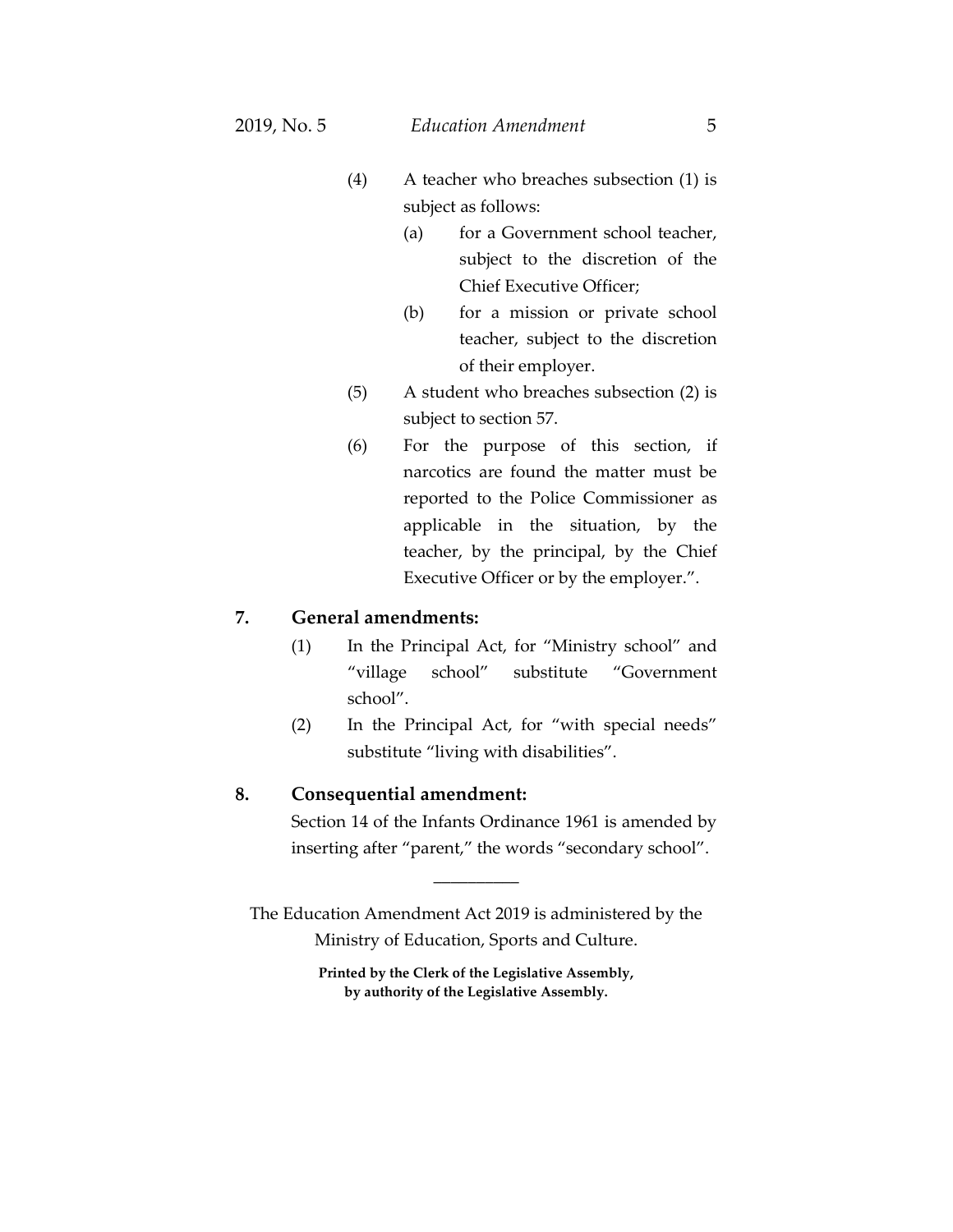(4) A teacher who breaches subsection (1) is subject as follows:

(a) for a Government school teacher, subject to the discretion of the Chief Executive Officer;

(b) for a mission or private school teacher, subject to the discretion of their employer.

(5) A student who breaches subsection (2) is subject to section 57.

(6) For the purpose of this section, if narcotics are found the matter must be reported to the Police Commissioner as applicable in the situation, by the teacher, by the principal, by the Chief Executive Officer or by the employer.".

**7. General amendments:**

(1) In the Principal Act, for "Ministry school" and "village school" substitute "Government school".

(2) In the Principal Act, for "with special needs" substitute "living with disabilities".

**8. Consequential amendment:**

Section 14 of the Infants Ordinance 1961 is amended by inserting after "parent," the words "secondary school".

---

The Education Amendment Act 2019 is administered by the Ministry of Education, Sports and Culture.

**Printed by the Clerk of the Legislative Assembly, by authority of the Legislative Assembly.**